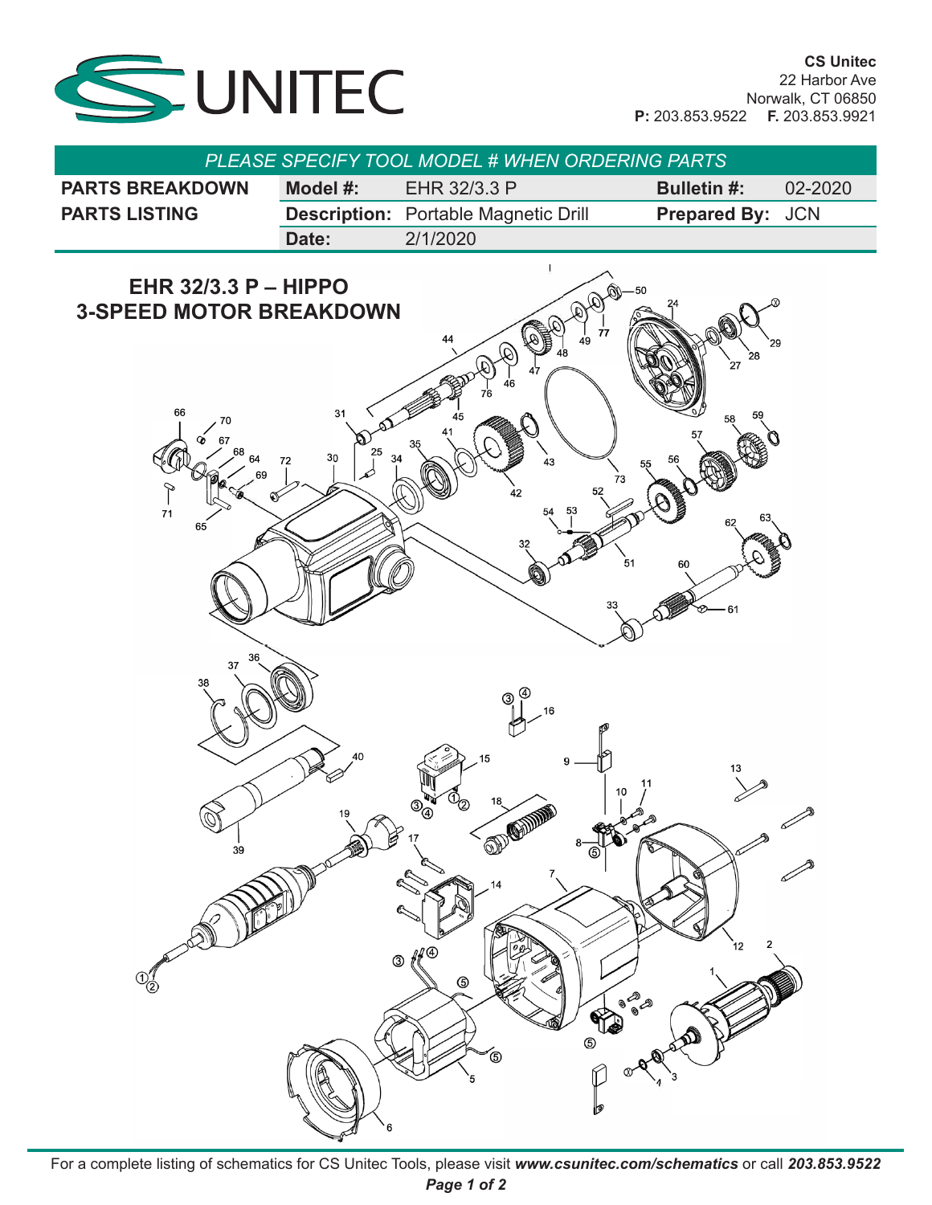**CS Unitec**
22 Harbor Ave
Norwalk, CT 06850
**P:** 203.853.9522 **F.** 203.853.9921

*PLEASE SPECIFY TOOL MODEL # WHEN ORDERING PARTS*

| **PARTS BREAKDOWN** | **Model #:** | EHR 32/3.3 P | **Bulletin #:** | 02-2020 |
|---|---|---|---|---|
| **PARTS LISTING** | **Description:** | Portable Magnetic Drill | **Prepared By:** | JCN |
| | **Date:** | 2/1/2020 | | |

## EHR 32/3.3 P – HIPPO 3-SPEED MOTOR BREAKDOWN

For a complete listing of schematics for CS Unitec Tools, please visit ***www.csunitec.com/schematics*** or call ***203.853.9522***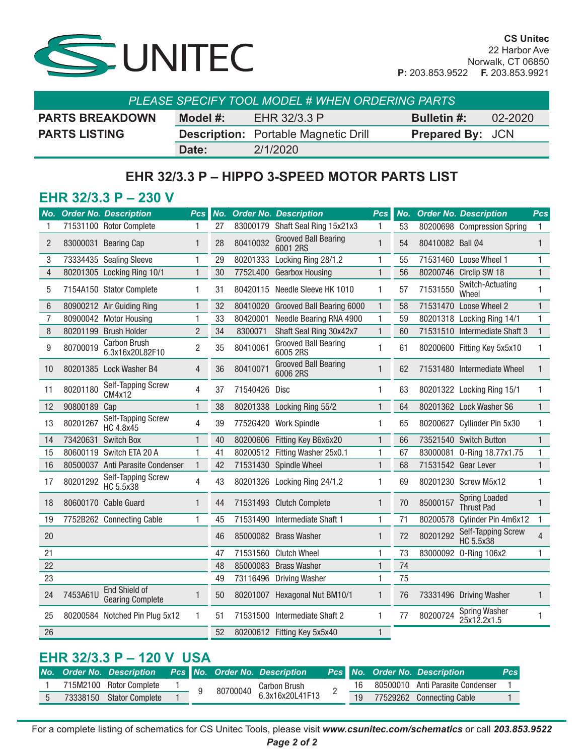**CS Unitec**
22 Harbor Ave
Norwalk, CT 06850
**P:** 203.853.9522 **F.** 203.853.9921

*PLEASE SPECIFY TOOL MODEL # WHEN ORDERING PARTS*

| | | | | |
|---|---|---|---|---|
| **PARTS BREAKDOWN** | **Model #:** | EHR 32/3.3 P | **Bulletin #:** | 02-2020 |
| **PARTS LISTING** | **Description:** | Portable Magnetic Drill | **Prepared By:** | JCN |
| | **Date:** | 2/1/2020 | | |

## EHR 32/3.3 P – HIPPO 3-SPEED MOTOR PARTS LIST

### EHR 32/3.3 P – 230 V

| No. | Order No. | Description | Pcs |
|---|---|---|---|
| 1 | 71531100 | Rotor Complete | 1 |
| 2 | 83000031 | Bearing Cap | 1 |
| 3 | 73334435 | Sealing Sleeve | 1 |
| 4 | 80201305 | Locking Ring 10/1 | 1 |
| 5 | 7154A150 | Stator Complete | 1 |
| 6 | 80900212 | Air Guiding Ring | 1 |
| 7 | 80900042 | Motor Housing | 1 |
| 8 | 80201199 | Brush Holder | 2 |
| 9 | 80700019 | Carbon Brush 6.3x16x20L82F10 | 2 |
| 10 | 80201385 | Lock Washer B4 | 4 |
| 11 | 80201180 | Self-Tapping Screw CM4x12 | 4 |
| 12 | 90800189 | Cap | 1 |
| 13 | 80201267 | Self-Tapping Screw HC 4.8x45 | 4 |
| 14 | 73420631 | Switch Box | 1 |
| 15 | 80600119 | Switch ETA 20 A | 1 |
| 16 | 80500037 | Anti Parasite Condenser | 1 |
| 17 | 80201292 | Self-Tapping Screw HC 5.5x38 | 4 |
| 18 | 80600170 | Cable Guard | 1 |
| 19 | 7752B262 | Connecting Cable | 1 |
| 20 | | | |
| 21 | | | |
| 22 | | | |
| 23 | | | |
| 24 | 7453A61U | End Shield of Gearing Complete | 1 |
| 25 | 80200584 | Notched Pin Plug 5x12 | 1 |
| 26 | | | |
| 27 | 83000179 | Shaft Seal Ring 15x21x3 | 1 |
| 28 | 80410032 | Grooved Ball Bearing 6001 2RS | 1 |
| 29 | 80201333 | Locking Ring 28/1.2 | 1 |
| 30 | 7752L400 | Gearbox Housing | 1 |
| 31 | 80420115 | Needle Sleeve HK 1010 | 1 |
| 32 | 80410020 | Grooved Ball Bearing 6000 | 1 |
| 33 | 80420001 | Needle Bearing RNA 4900 | 1 |
| 34 | 8300071 | Shaft Seal Ring 30x42x7 | 1 |
| 35 | 80410061 | Grooved Ball Bearing 6005 2RS | 1 |
| 36 | 80410071 | Grooved Ball Bearing 6006 2RS | 1 |
| 37 | 71540426 | Disc | 1 |
| 38 | 80201338 | Locking Ring 55/2 | 1 |
| 39 | 7752G420 | Work Spindle | 1 |
| 40 | 80200606 | Fitting Key B6x6x20 | 1 |
| 41 | 80200512 | Fitting Washer 25x0.1 | 1 |
| 42 | 71531430 | Spindle Wheel | 1 |
| 43 | 80201326 | Locking Ring 24/1.2 | 1 |
| 44 | 71531493 | Clutch Complete | 1 |
| 45 | 71531490 | Intermediate Shaft 1 | 1 |
| 46 | 85000082 | Brass Washer | 1 |
| 47 | 71531560 | Clutch Wheel | 1 |
| 48 | 85000083 | Brass Washer | 1 |
| 49 | 73116496 | Driving Washer | 1 |
| 50 | 80201007 | Hexagonal Nut BM10/1 | 1 |
| 51 | 71531500 | Intermediate Shaft 2 | 1 |
| 52 | 80200612 | Fitting Key 5x5x40 | 1 |
| 53 | 80200698 | Compression Spring | 1 |
| 54 | 80410082 | Ball Ø4 | 1 |
| 55 | 71531460 | Loose Wheel 1 | 1 |
| 56 | 80200746 | Circlip SW 18 | 1 |
| 57 | 71531550 | Switch-Actuating Wheel | 1 |
| 58 | 71531470 | Loose Wheel 2 | 1 |
| 59 | 80201318 | Locking Ring 14/1 | 1 |
| 60 | 71531510 | Intermediate Shaft 3 | 1 |
| 61 | 80200600 | Fitting Key 5x5x10 | 1 |
| 62 | 71531480 | Intermediate Wheel | 1 |
| 63 | 80201322 | Locking Ring 15/1 | 1 |
| 64 | 80201362 | Lock Washer S6 | 1 |
| 65 | 80200627 | Cyllinder Pin 5x30 | 1 |
| 66 | 73521540 | Switch Button | 1 |
| 67 | 83000081 | O-Ring 18.77x1.75 | 1 |
| 68 | 71531542 | Gear Lever | 1 |
| 69 | 80201230 | Screw M5x12 | 1 |
| 70 | 85000157 | Spring Loaded Thrust Pad | 1 |
| 71 | 80200578 | Cylinder Pin 4m6x12 | 1 |
| 72 | 80201292 | Self-Tapping Screw HC 5.5x38 | 4 |
| 73 | 83000092 | O-Ring 106x2 | 1 |
| 74 | | | |
| 75 | | | |
| 76 | 73331496 | Driving Washer | 1 |
| 77 | 80200724 | Spring Washer 25x12.2x1.5 | 1 |

### EHR 32/3.3 P – 120 V USA

| No. | Order No. | Description | Pcs |
|---|---|---|---|
| 1 | 715M2100 | Rotor Complete | 1 |
| 5 | 73338150 | Stator Complete | 1 |
| 9 | 80700040 | Carbon Brush 6.3x16x20L41F13 | 2 |
| 16 | 80500010 | Anti Parasite Condenser | 1 |
| 19 | 77529262 | Connecting Cable | 1 |

For a complete listing of schematics for CS Unitec Tools, please visit ***www.csunitec.com/schematics*** or call ***203.853.9522***